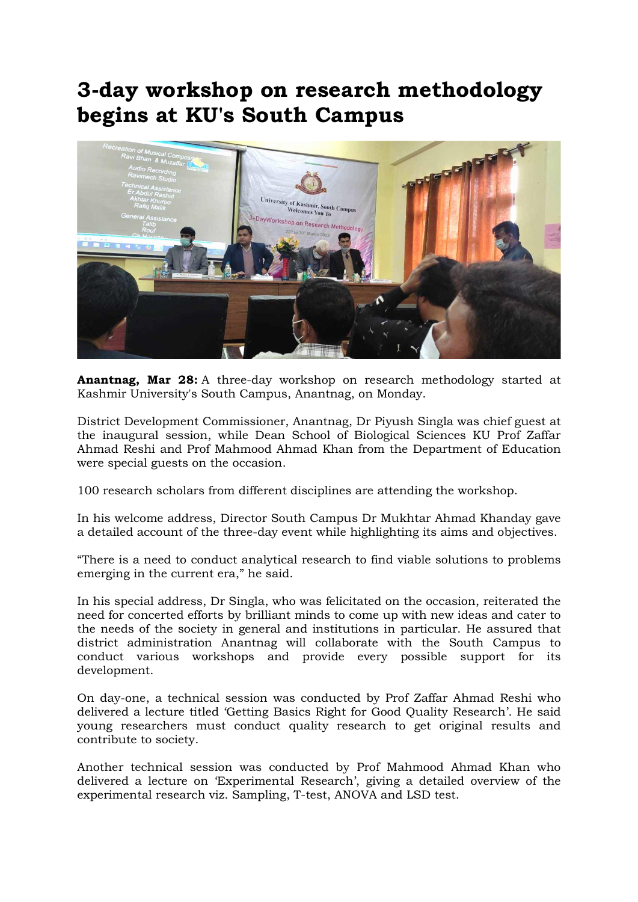# 3-day workshop on research methodology begins at KU's South Campus

**Anantnag, Mar 28:** A three-day workshop on research methodology started at Kashmir University's South Campus, Anantnag, on Monday.

District Development Commissioner, Anantnag, Dr Piyush Singla was chief guest at the inaugural session, while Dean School of Biological Sciences KU Prof Zaffar Ahmad Reshi and Prof Mahmood Ahmad Khan from the Department of Education were special guests on the occasion.

100 research scholars from different disciplines are attending the workshop.

In his welcome address, Director South Campus Dr Mukhtar Ahmad Khanday gave a detailed account of the three-day event while highlighting its aims and objectives.

"There is a need to conduct analytical research to find viable solutions to problems emerging in the current era," he said.

In his special address, Dr Singla, who was felicitated on the occasion, reiterated the need for concerted efforts by brilliant minds to come up with new ideas and cater to the needs of the society in general and institutions in particular. He assured that district administration Anantnag will collaborate with the South Campus to conduct various workshops and provide every possible support for its development.

On day-one, a technical session was conducted by Prof Zaffar Ahmad Reshi who delivered a lecture titled 'Getting Basics Right for Good Quality Research'. He said young researchers must conduct quality research to get original results and contribute to society.

Another technical session was conducted by Prof Mahmood Ahmad Khan who delivered a lecture on 'Experimental Research', giving a detailed overview of the experimental research viz. Sampling, T-test, ANOVA and LSD test.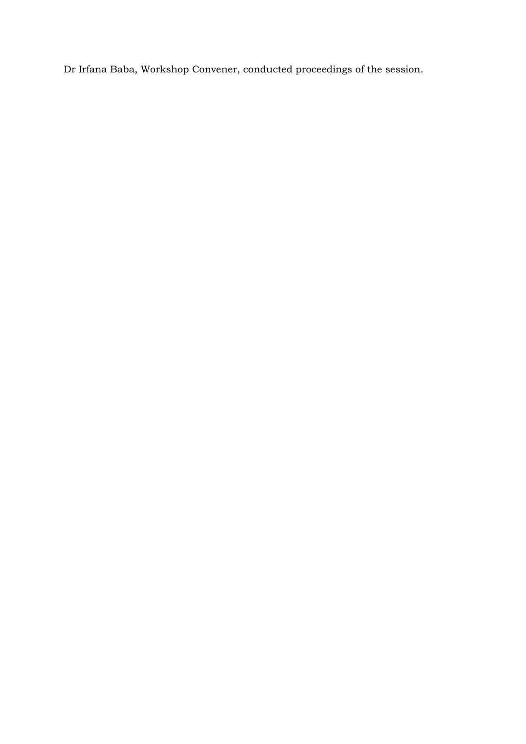Dr Irfana Baba, Workshop Convener, conducted proceedings of the session.